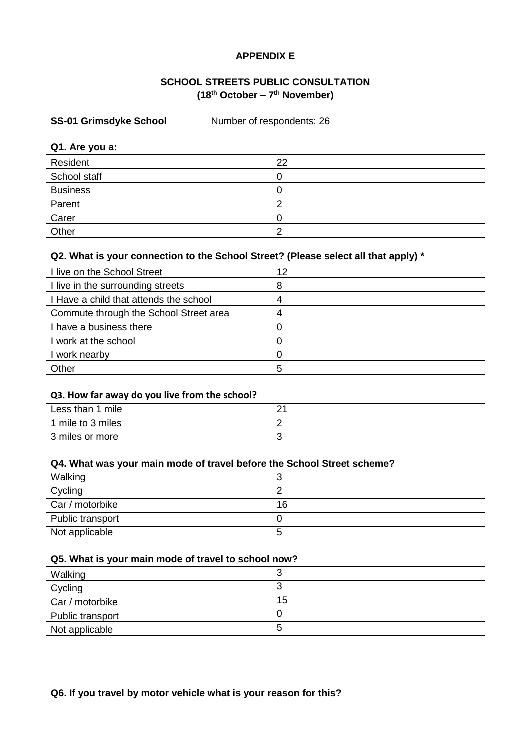**APPENDIX E**

**SCHOOL STREETS PUBLIC CONSULTATION**
**(18th October – 7th November)**

**SS-01 Grimsdyke School** Number of respondents: 26

**Q1. Are you a:**

| | |
|---|---|
| Resident | 22 |
| School staff | 0 |
| Business | 0 |
| Parent | 2 |
| Carer | 0 |
| Other | 2 |

**Q2. What is your connection to the School Street? (Please select all that apply) ***

| | |
|---|---|
| I live on the School Street | 12 |
| I live in the surrounding streets | 8 |
| I Have a child that attends the school | 4 |
| Commute through the School Street area | 4 |
| I have a business there | 0 |
| I work at the school | 0 |
| I work nearby | 0 |
| Other | 5 |

**Q3. How far away do you live from the school?**

| | |
|---|---|
| Less than 1 mile | 21 |
| 1 mile to 3 miles | 2 |
| 3 miles or more | 3 |

**Q4. What was your main mode of travel before the School Street scheme?**

| | |
|---|---|
| Walking | 3 |
| Cycling | 2 |
| Car / motorbike | 16 |
| Public transport | 0 |
| Not applicable | 5 |

**Q5. What is your main mode of travel to school now?**

| | |
|---|---|
| Walking | 3 |
| Cycling | 3 |
| Car / motorbike | 15 |
| Public transport | 0 |
| Not applicable | 5 |

**Q6. If you travel by motor vehicle what is your reason for this?**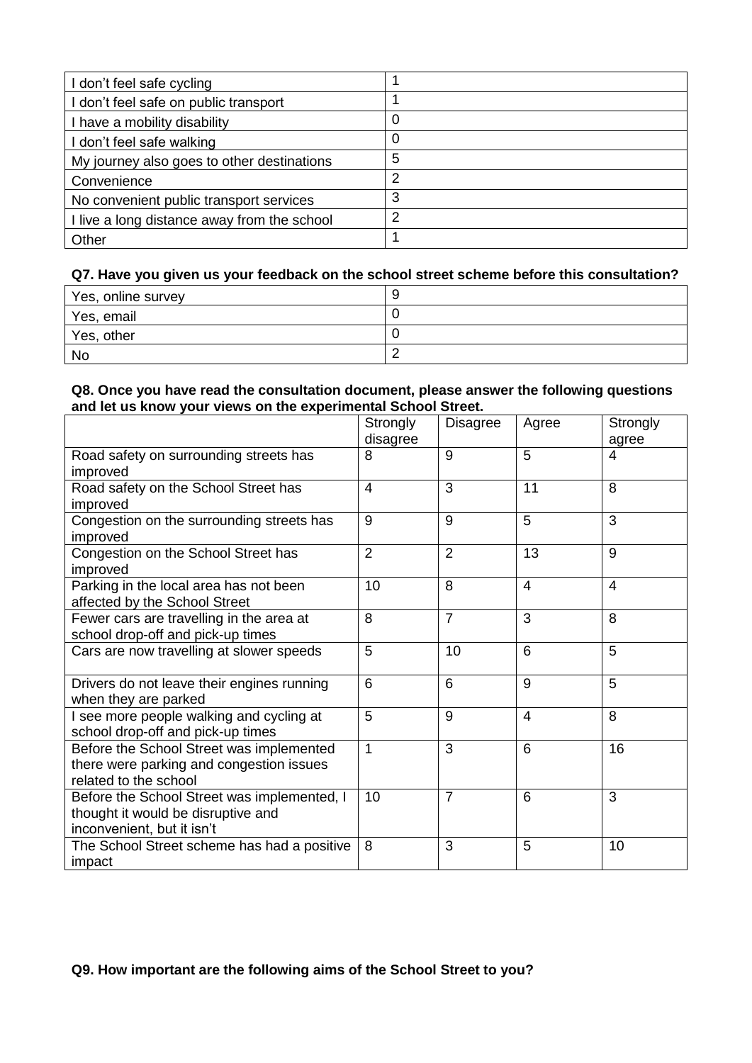| | |
|---|---|
| I don't feel safe cycling | 1 |
| I don't feel safe on public transport | 1 |
| I have a mobility disability | 0 |
| I don't feel safe walking | 0 |
| My journey also goes to other destinations | 5 |
| Convenience | 2 |
| No convenient public transport services | 3 |
| I live a long distance away from the school | 2 |
| Other | 1 |

**Q7. Have you given us your feedback on the school street scheme before this consultation?**

| | |
|---|---|
| Yes, online survey | 9 |
| Yes, email | 0 |
| Yes, other | 0 |
| No | 2 |

**Q8. Once you have read the consultation document, please answer the following questions and let us know your views on the experimental School Street.**

| | Strongly disagree | Disagree | Agree | Strongly agree |
|---|---|---|---|---|
| Road safety on surrounding streets has improved | 8 | 9 | 5 | 4 |
| Road safety on the School Street has improved | 4 | 3 | 11 | 8 |
| Congestion on the surrounding streets has improved | 9 | 9 | 5 | 3 |
| Congestion on the School Street has improved | 2 | 2 | 13 | 9 |
| Parking in the local area has not been affected by the School Street | 10 | 8 | 4 | 4 |
| Fewer cars are travelling in the area at school drop-off and pick-up times | 8 | 7 | 3 | 8 |
| Cars are now travelling at slower speeds | 5 | 10 | 6 | 5 |
| Drivers do not leave their engines running when they are parked | 6 | 6 | 9 | 5 |
| I see more people walking and cycling at school drop-off and pick-up times | 5 | 9 | 4 | 8 |
| Before the School Street was implemented there were parking and congestion issues related to the school | 1 | 3 | 6 | 16 |
| Before the School Street was implemented, I thought it would be disruptive and inconvenient, but it isn't | 10 | 7 | 6 | 3 |
| The School Street scheme has had a positive impact | 8 | 3 | 5 | 10 |

**Q9. How important are the following aims of the School Street to you?**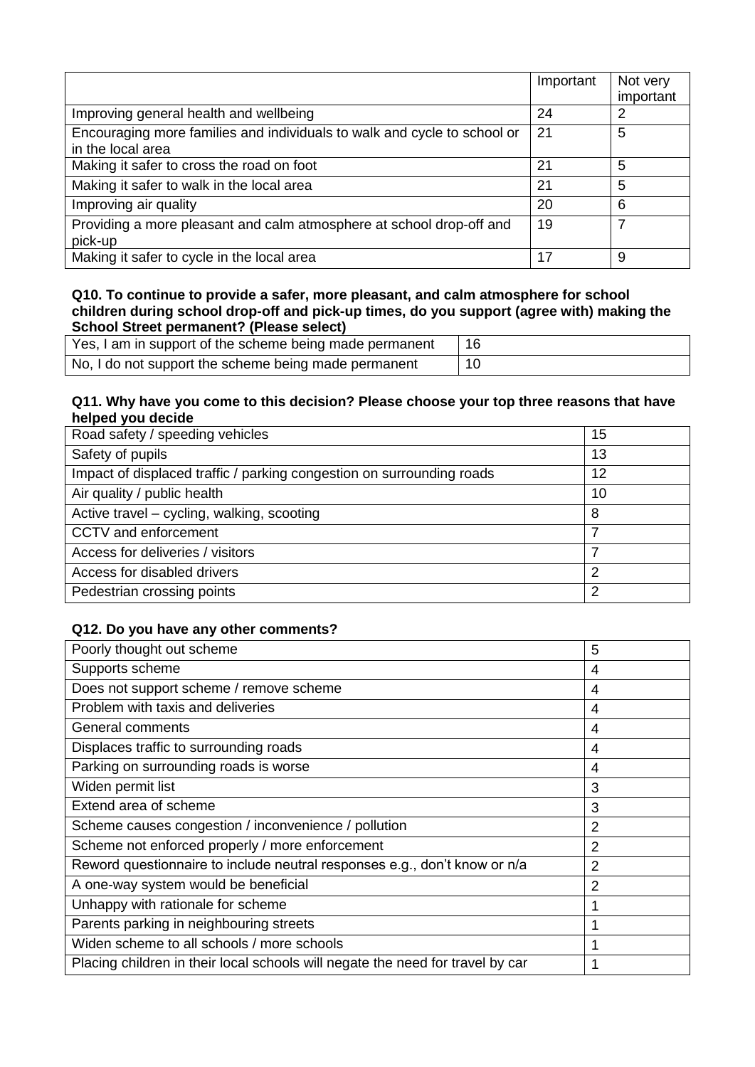| | Important | Not very important |
|---|---|---|
| Improving general health and wellbeing | 24 | 2 |
| Encouraging more families and individuals to walk and cycle to school or in the local area | 21 | 5 |
| Making it safer to cross the road on foot | 21 | 5 |
| Making it safer to walk in the local area | 21 | 5 |
| Improving air quality | 20 | 6 |
| Providing a more pleasant and calm atmosphere at school drop-off and pick-up | 19 | 7 |
| Making it safer to cycle in the local area | 17 | 9 |

**Q10. To continue to provide a safer, more pleasant, and calm atmosphere for school children during school drop-off and pick-up times, do you support (agree with) making the School Street permanent? (Please select)**

| | |
|---|---|
| Yes, I am in support of the scheme being made permanent | 16 |
| No, I do not support the scheme being made permanent | 10 |

**Q11. Why have you come to this decision? Please choose your top three reasons that have helped you decide**

| | |
|---|---|
| Road safety / speeding vehicles | 15 |
| Safety of pupils | 13 |
| Impact of displaced traffic / parking congestion on surrounding roads | 12 |
| Air quality / public health | 10 |
| Active travel – cycling, walking, scooting | 8 |
| CCTV and enforcement | 7 |
| Access for deliveries / visitors | 7 |
| Access for disabled drivers | 2 |
| Pedestrian crossing points | 2 |

**Q12. Do you have any other comments?**

| | |
|---|---|
| Poorly thought out scheme | 5 |
| Supports scheme | 4 |
| Does not support scheme / remove scheme | 4 |
| Problem with taxis and deliveries | 4 |
| General comments | 4 |
| Displaces traffic to surrounding roads | 4 |
| Parking on surrounding roads is worse | 4 |
| Widen permit list | 3 |
| Extend area of scheme | 3 |
| Scheme causes congestion / inconvenience / pollution | 2 |
| Scheme not enforced properly / more enforcement | 2 |
| Reword questionnaire to include neutral responses e.g., don't know or n/a | 2 |
| A one-way system would be beneficial | 2 |
| Unhappy with rationale for scheme | 1 |
| Parents parking in neighbouring streets | 1 |
| Widen scheme to all schools / more schools | 1 |
| Placing children in their local schools will negate the need for travel by car | 1 |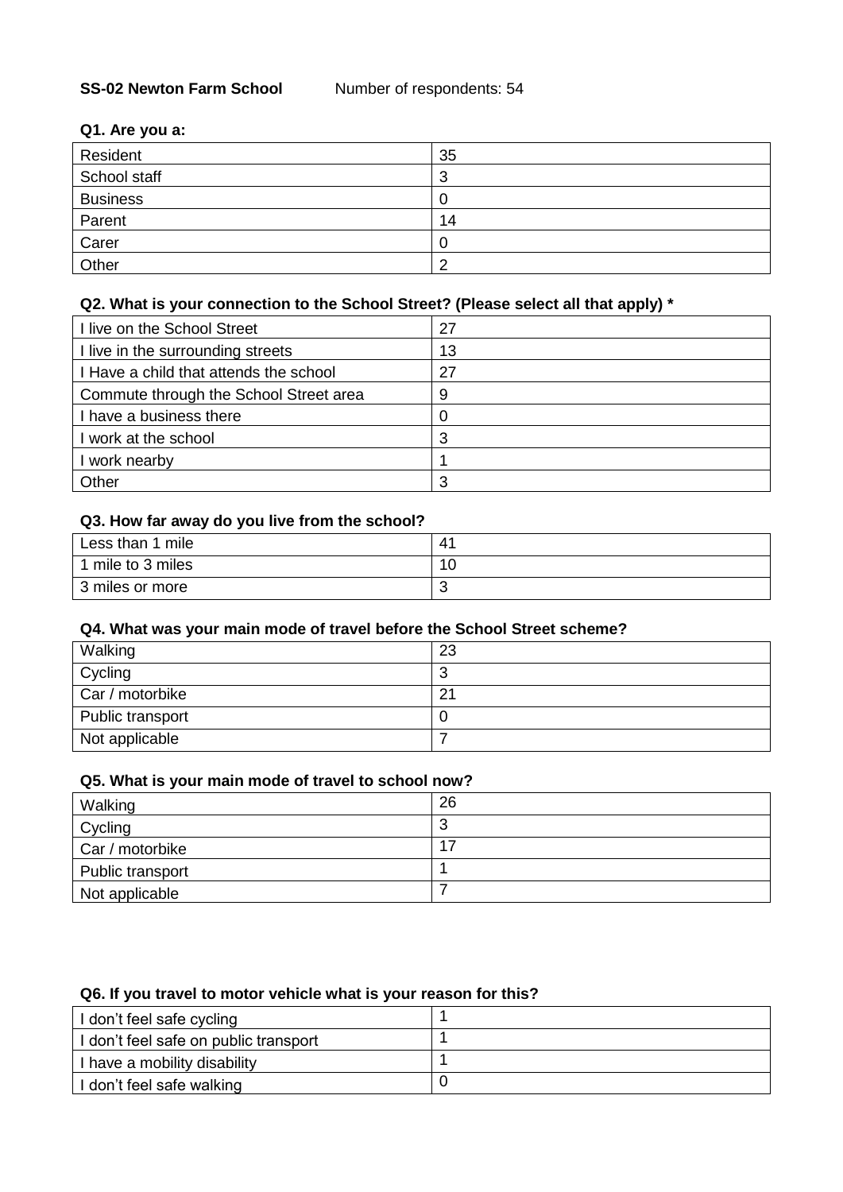**SS-02 Newton Farm School** Number of respondents: 54

**Q1. Are you a:**

| | |
|---|---|
| Resident | 35 |
| School staff | 3 |
| Business | 0 |
| Parent | 14 |
| Carer | 0 |
| Other | 2 |

**Q2. What is your connection to the School Street? (Please select all that apply) \***

| | |
|---|---|
| I live on the School Street | 27 |
| I live in the surrounding streets | 13 |
| I Have a child that attends the school | 27 |
| Commute through the School Street area | 9 |
| I have a business there | 0 |
| I work at the school | 3 |
| I work nearby | 1 |
| Other | 3 |

**Q3. How far away do you live from the school?**

| | |
|---|---|
| Less than 1 mile | 41 |
| 1 mile to 3 miles | 10 |
| 3 miles or more | 3 |

**Q4. What was your main mode of travel before the School Street scheme?**

| | |
|---|---|
| Walking | 23 |
| Cycling | 3 |
| Car / motorbike | 21 |
| Public transport | 0 |
| Not applicable | 7 |

**Q5. What is your main mode of travel to school now?**

| | |
|---|---|
| Walking | 26 |
| Cycling | 3 |
| Car / motorbike | 17 |
| Public transport | 1 |
| Not applicable | 7 |

**Q6. If you travel to motor vehicle what is your reason for this?**

| | |
|---|---|
| I don't feel safe cycling | 1 |
| I don't feel safe on public transport | 1 |
| I have a mobility disability | 1 |
| I don't feel safe walking | 0 |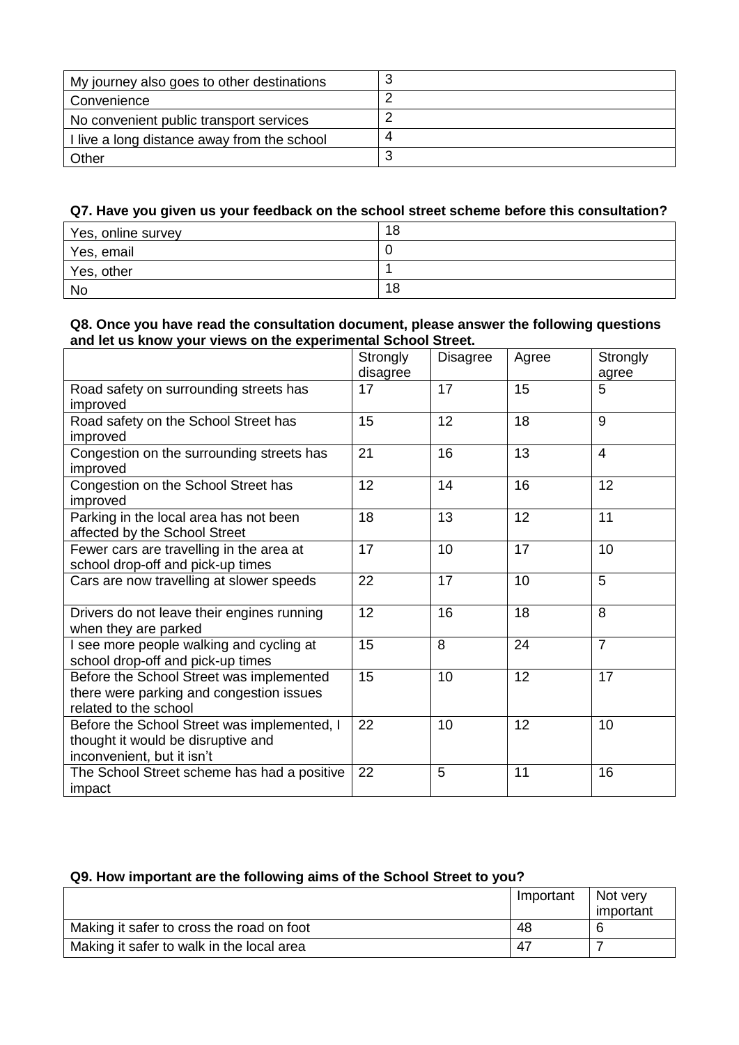| | |
|---|---|
| My journey also goes to other destinations | 3 |
| Convenience | 2 |
| No convenient public transport services | 2 |
| I live a long distance away from the school | 4 |
| Other | 3 |

**Q7. Have you given us your feedback on the school street scheme before this consultation?**

| | |
|---|---|
| Yes, online survey | 18 |
| Yes, email | 0 |
| Yes, other | 1 |
| No | 18 |

**Q8. Once you have read the consultation document, please answer the following questions and let us know your views on the experimental School Street.**

| | Strongly disagree | Disagree | Agree | Strongly agree |
|---|---|---|---|---|
| Road safety on surrounding streets has improved | 17 | 17 | 15 | 5 |
| Road safety on the School Street has improved | 15 | 12 | 18 | 9 |
| Congestion on the surrounding streets has improved | 21 | 16 | 13 | 4 |
| Congestion on the School Street has improved | 12 | 14 | 16 | 12 |
| Parking in the local area has not been affected by the School Street | 18 | 13 | 12 | 11 |
| Fewer cars are travelling in the area at school drop-off and pick-up times | 17 | 10 | 17 | 10 |
| Cars are now travelling at slower speeds | 22 | 17 | 10 | 5 |
| Drivers do not leave their engines running when they are parked | 12 | 16 | 18 | 8 |
| I see more people walking and cycling at school drop-off and pick-up times | 15 | 8 | 24 | 7 |
| Before the School Street was implemented there were parking and congestion issues related to the school | 15 | 10 | 12 | 17 |
| Before the School Street was implemented, I thought it would be disruptive and inconvenient, but it isn't | 22 | 10 | 12 | 10 |
| The School Street scheme has had a positive impact | 22 | 5 | 11 | 16 |

**Q9. How important are the following aims of the School Street to you?**

| | Important | Not very important |
|---|---|---|
| Making it safer to cross the road on foot | 48 | 6 |
| Making it safer to walk in the local area | 47 | 7 |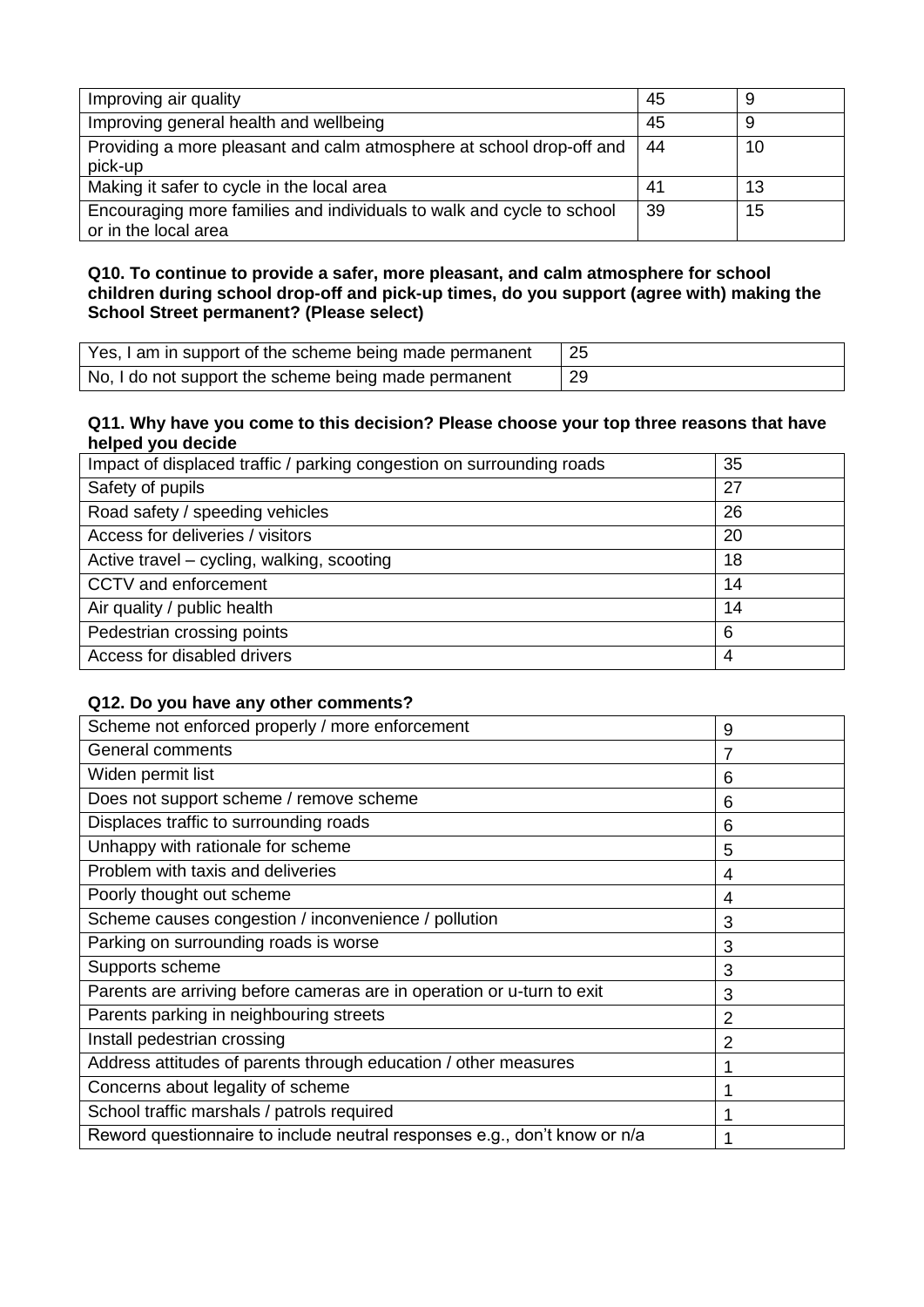| | | |
|---|---|---|
| Improving air quality | 45 | 9 |
| Improving general health and wellbeing | 45 | 9 |
| Providing a more pleasant and calm atmosphere at school drop-off and pick-up | 44 | 10 |
| Making it safer to cycle in the local area | 41 | 13 |
| Encouraging more families and individuals to walk and cycle to school or in the local area | 39 | 15 |

**Q10. To continue to provide a safer, more pleasant, and calm atmosphere for school children during school drop-off and pick-up times, do you support (agree with) making the School Street permanent? (Please select)**

| | |
|---|---|
| Yes, I am in support of the scheme being made permanent | 25 |
| No, I do not support the scheme being made permanent | 29 |

**Q11. Why have you come to this decision? Please choose your top three reasons that have helped you decide**

| | |
|---|---|
| Impact of displaced traffic / parking congestion on surrounding roads | 35 |
| Safety of pupils | 27 |
| Road safety / speeding vehicles | 26 |
| Access for deliveries / visitors | 20 |
| Active travel – cycling, walking, scooting | 18 |
| CCTV and enforcement | 14 |
| Air quality / public health | 14 |
| Pedestrian crossing points | 6 |
| Access for disabled drivers | 4 |

**Q12. Do you have any other comments?**

| | |
|---|---|
| Scheme not enforced properly / more enforcement | 9 |
| General comments | 7 |
| Widen permit list | 6 |
| Does not support scheme / remove scheme | 6 |
| Displaces traffic to surrounding roads | 6 |
| Unhappy with rationale for scheme | 5 |
| Problem with taxis and deliveries | 4 |
| Poorly thought out scheme | 4 |
| Scheme causes congestion / inconvenience / pollution | 3 |
| Parking on surrounding roads is worse | 3 |
| Supports scheme | 3 |
| Parents are arriving before cameras are in operation or u-turn to exit | 3 |
| Parents parking in neighbouring streets | 2 |
| Install pedestrian crossing | 2 |
| Address attitudes of parents through education / other measures | 1 |
| Concerns about legality of scheme | 1 |
| School traffic marshals / patrols required | 1 |
| Reword questionnaire to include neutral responses e.g., don't know or n/a | 1 |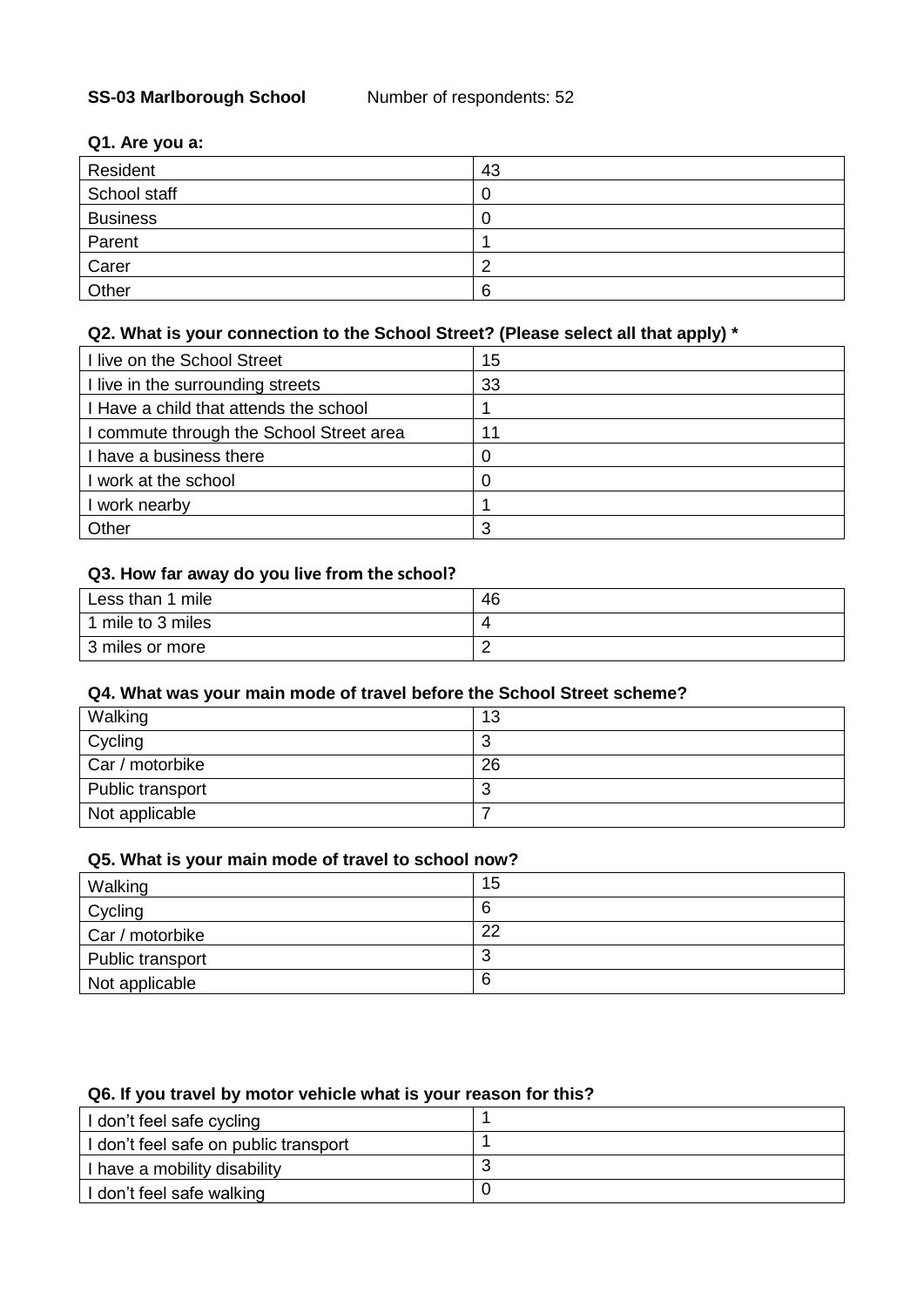**SS-03 Marlborough School** Number of respondents: 52

**Q1. Are you a:**

| | |
|---|---|
| Resident | 43 |
| School staff | 0 |
| Business | 0 |
| Parent | 1 |
| Carer | 2 |
| Other | 6 |

**Q2. What is your connection to the School Street? (Please select all that apply) ***

| | |
|---|---|
| I live on the School Street | 15 |
| I live in the surrounding streets | 33 |
| I Have a child that attends the school | 1 |
| I commute through the School Street area | 11 |
| I have a business there | 0 |
| I work at the school | 0 |
| I work nearby | 1 |
| Other | 3 |

**Q3. How far away do you live from the school?**

| | |
|---|---|
| Less than 1 mile | 46 |
| 1 mile to 3 miles | 4 |
| 3 miles or more | 2 |

**Q4. What was your main mode of travel before the School Street scheme?**

| | |
|---|---|
| Walking | 13 |
| Cycling | 3 |
| Car / motorbike | 26 |
| Public transport | 3 |
| Not applicable | 7 |

**Q5. What is your main mode of travel to school now?**

| | |
|---|---|
| Walking | 15 |
| Cycling | 6 |
| Car / motorbike | 22 |
| Public transport | 3 |
| Not applicable | 6 |

**Q6. If you travel by motor vehicle what is your reason for this?**

| | |
|---|---|
| I don't feel safe cycling | 1 |
| I don't feel safe on public transport | 1 |
| I have a mobility disability | 3 |
| I don't feel safe walking | 0 |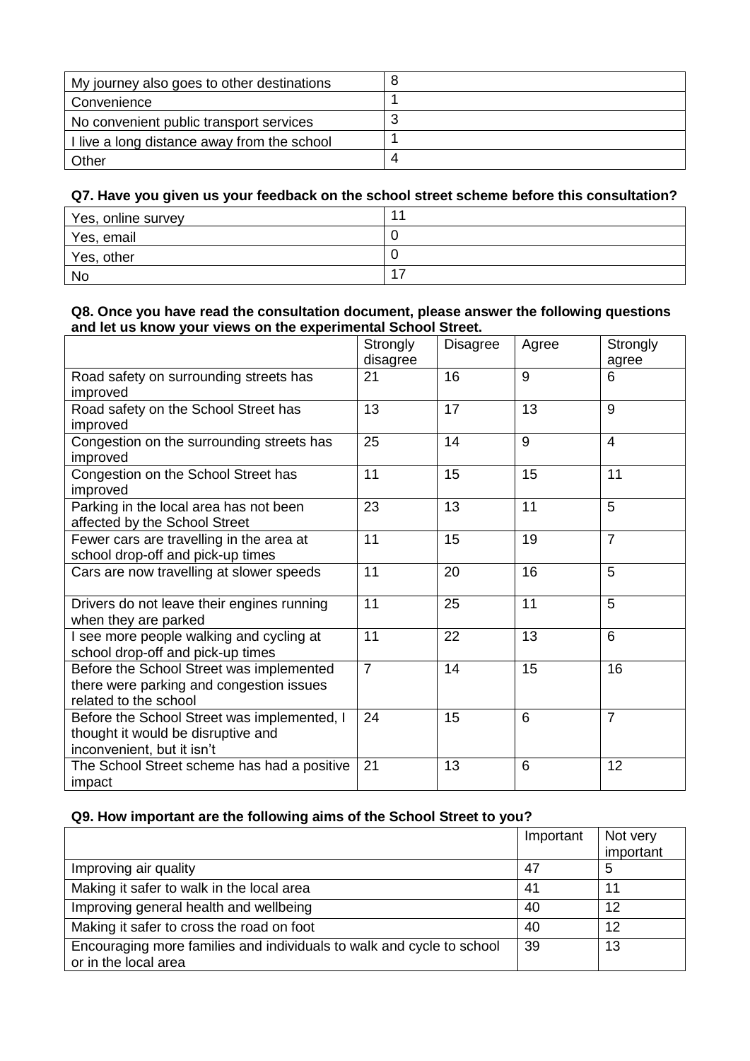| My journey also goes to other destinations | 8 |
|---|---|
| Convenience | 1 |
| No convenient public transport services | 3 |
| I live a long distance away from the school | 1 |
| Other | 4 |

**Q7. Have you given us your feedback on the school street scheme before this consultation?**

| Yes, online survey | 11 |
|---|---|
| Yes, email | 0 |
| Yes, other | 0 |
| No | 17 |

**Q8. Once you have read the consultation document, please answer the following questions and let us know your views on the experimental School Street.**

| | Strongly disagree | Disagree | Agree | Strongly agree |
|---|---|---|---|---|
| Road safety on surrounding streets has improved | 21 | 16 | 9 | 6 |
| Road safety on the School Street has improved | 13 | 17 | 13 | 9 |
| Congestion on the surrounding streets has improved | 25 | 14 | 9 | 4 |
| Congestion on the School Street has improved | 11 | 15 | 15 | 11 |
| Parking in the local area has not been affected by the School Street | 23 | 13 | 11 | 5 |
| Fewer cars are travelling in the area at school drop-off and pick-up times | 11 | 15 | 19 | 7 |
| Cars are now travelling at slower speeds | 11 | 20 | 16 | 5 |
| Drivers do not leave their engines running when they are parked | 11 | 25 | 11 | 5 |
| I see more people walking and cycling at school drop-off and pick-up times | 11 | 22 | 13 | 6 |
| Before the School Street was implemented there were parking and congestion issues related to the school | 7 | 14 | 15 | 16 |
| Before the School Street was implemented, I thought it would be disruptive and inconvenient, but it isn't | 24 | 15 | 6 | 7 |
| The School Street scheme has had a positive impact | 21 | 13 | 6 | 12 |

**Q9. How important are the following aims of the School Street to you?**

| | Important | Not very important |
|---|---|---|
| Improving air quality | 47 | 5 |
| Making it safer to walk in the local area | 41 | 11 |
| Improving general health and wellbeing | 40 | 12 |
| Making it safer to cross the road on foot | 40 | 12 |
| Encouraging more families and individuals to walk and cycle to school or in the local area | 39 | 13 |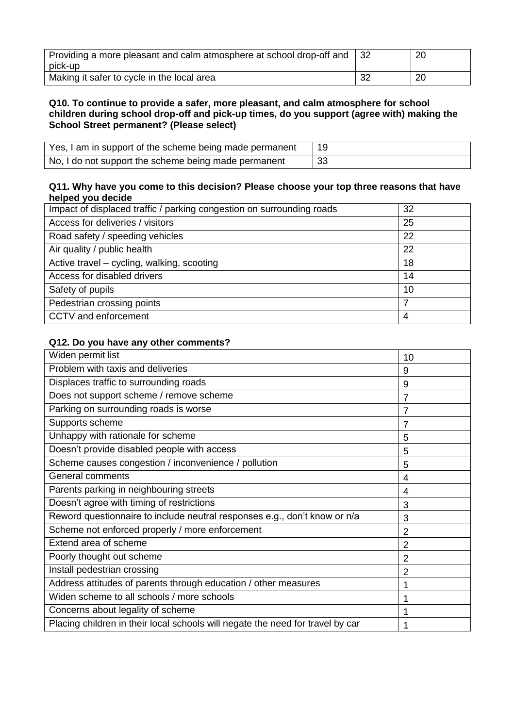| | | |
|---|---|---|
| Providing a more pleasant and calm atmosphere at school drop-off and pick-up | 32 | 20 |
| Making it safer to cycle in the local area | 32 | 20 |

**Q10. To continue to provide a safer, more pleasant, and calm atmosphere for school children during school drop-off and pick-up times, do you support (agree with) making the School Street permanent? (Please select)**

| | |
|---|---|
| Yes, I am in support of the scheme being made permanent | 19 |
| No, I do not support the scheme being made permanent | 33 |

**Q11. Why have you come to this decision? Please choose your top three reasons that have helped you decide**

| | |
|---|---|
| Impact of displaced traffic / parking congestion on surrounding roads | 32 |
| Access for deliveries / visitors | 25 |
| Road safety / speeding vehicles | 22 |
| Air quality / public health | 22 |
| Active travel – cycling, walking, scooting | 18 |
| Access for disabled drivers | 14 |
| Safety of pupils | 10 |
| Pedestrian crossing points | 7 |
| CCTV and enforcement | 4 |

**Q12. Do you have any other comments?**

| | |
|---|---|
| Widen permit list | 10 |
| Problem with taxis and deliveries | 9 |
| Displaces traffic to surrounding roads | 9 |
| Does not support scheme / remove scheme | 7 |
| Parking on surrounding roads is worse | 7 |
| Supports scheme | 7 |
| Unhappy with rationale for scheme | 5 |
| Doesn't provide disabled people with access | 5 |
| Scheme causes congestion / inconvenience / pollution | 5 |
| General comments | 4 |
| Parents parking in neighbouring streets | 4 |
| Doesn't agree with timing of restrictions | 3 |
| Reword questionnaire to include neutral responses e.g., don't know or n/a | 3 |
| Scheme not enforced properly / more enforcement | 2 |
| Extend area of scheme | 2 |
| Poorly thought out scheme | 2 |
| Install pedestrian crossing | 2 |
| Address attitudes of parents through education / other measures | 1 |
| Widen scheme to all schools / more schools | 1 |
| Concerns about legality of scheme | 1 |
| Placing children in their local schools will negate the need for travel by car | 1 |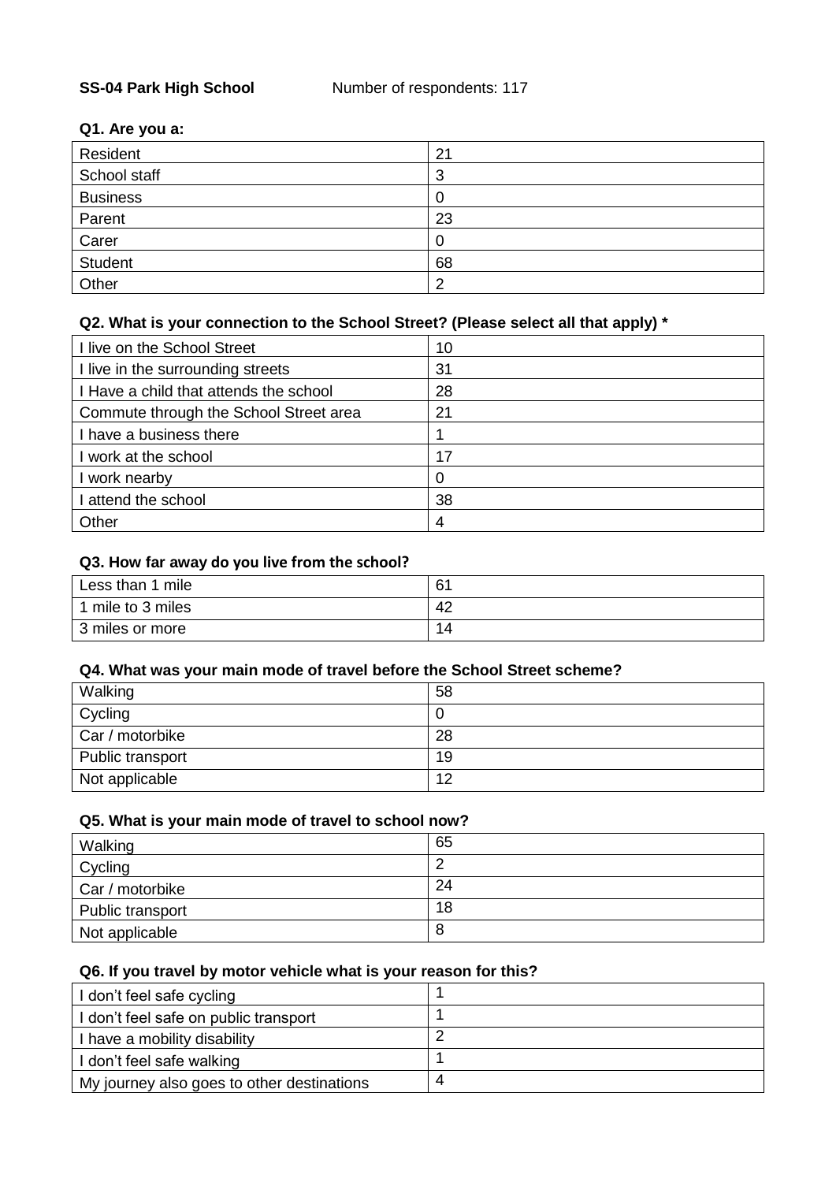**SS-04 Park High School** Number of respondents: 117

**Q1. Are you a:**

| | |
|---|---|
| Resident | 21 |
| School staff | 3 |
| Business | 0 |
| Parent | 23 |
| Carer | 0 |
| Student | 68 |
| Other | 2 |

**Q2. What is your connection to the School Street? (Please select all that apply) ***

| | |
|---|---|
| I live on the School Street | 10 |
| I live in the surrounding streets | 31 |
| I Have a child that attends the school | 28 |
| Commute through the School Street area | 21 |
| I have a business there | 1 |
| I work at the school | 17 |
| I work nearby | 0 |
| I attend the school | 38 |
| Other | 4 |

**Q3. How far away do you live from the school?**

| | |
|---|---|
| Less than 1 mile | 61 |
| 1 mile to 3 miles | 42 |
| 3 miles or more | 14 |

**Q4. What was your main mode of travel before the School Street scheme?**

| | |
|---|---|
| Walking | 58 |
| Cycling | 0 |
| Car / motorbike | 28 |
| Public transport | 19 |
| Not applicable | 12 |

**Q5. What is your main mode of travel to school now?**

| | |
|---|---|
| Walking | 65 |
| Cycling | 2 |
| Car / motorbike | 24 |
| Public transport | 18 |
| Not applicable | 8 |

**Q6. If you travel by motor vehicle what is your reason for this?**

| | |
|---|---|
| I don't feel safe cycling | 1 |
| I don't feel safe on public transport | 1 |
| I have a mobility disability | 2 |
| I don't feel safe walking | 1 |
| My journey also goes to other destinations | 4 |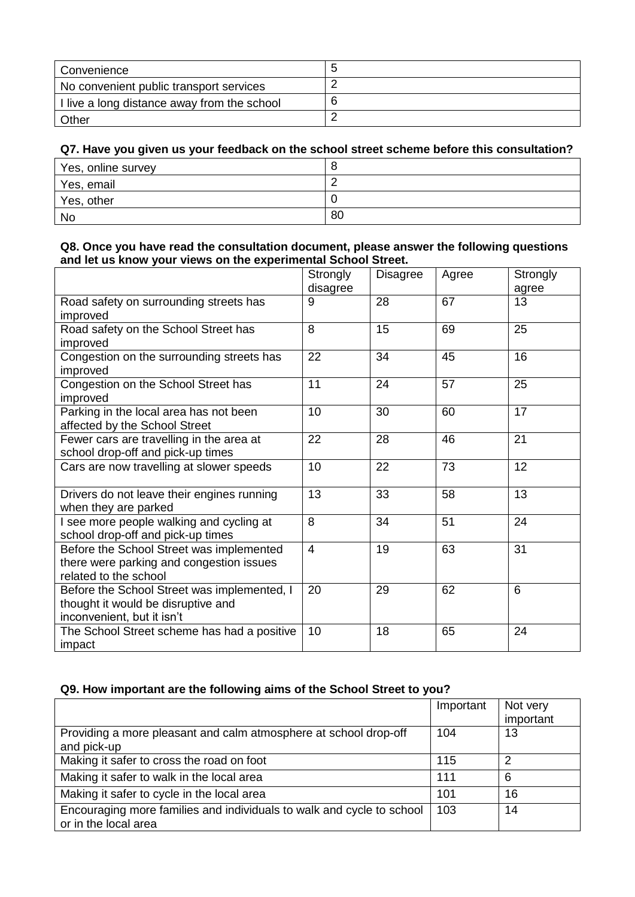| Convenience | 5 |
| --- | --- |
| No convenient public transport services | 2 |
| I live a long distance away from the school | 6 |
| Other | 2 |

**Q7. Have you given us your feedback on the school street scheme before this consultation?**

| Yes, online survey | 8 |
| --- | --- |
| Yes, email | 2 |
| Yes, other | 0 |
| No | 80 |

**Q8. Once you have read the consultation document, please answer the following questions and let us know your views on the experimental School Street.**

| | Strongly disagree | Disagree | Agree | Strongly agree |
| --- | --- | --- | --- | --- |
| Road safety on surrounding streets has improved | 9 | 28 | 67 | 13 |
| Road safety on the School Street has improved | 8 | 15 | 69 | 25 |
| Congestion on the surrounding streets has improved | 22 | 34 | 45 | 16 |
| Congestion on the School Street has improved | 11 | 24 | 57 | 25 |
| Parking in the local area has not been affected by the School Street | 10 | 30 | 60 | 17 |
| Fewer cars are travelling in the area at school drop-off and pick-up times | 22 | 28 | 46 | 21 |
| Cars are now travelling at slower speeds | 10 | 22 | 73 | 12 |
| Drivers do not leave their engines running when they are parked | 13 | 33 | 58 | 13 |
| I see more people walking and cycling at school drop-off and pick-up times | 8 | 34 | 51 | 24 |
| Before the School Street was implemented there were parking and congestion issues related to the school | 4 | 19 | 63 | 31 |
| Before the School Street was implemented, I thought it would be disruptive and inconvenient, but it isn't | 20 | 29 | 62 | 6 |
| The School Street scheme has had a positive impact | 10 | 18 | 65 | 24 |

**Q9. How important are the following aims of the School Street to you?**

| | Important | Not very important |
| --- | --- | --- |
| Providing a more pleasant and calm atmosphere at school drop-off and pick-up | 104 | 13 |
| Making it safer to cross the road on foot | 115 | 2 |
| Making it safer to walk in the local area | 111 | 6 |
| Making it safer to cycle in the local area | 101 | 16 |
| Encouraging more families and individuals to walk and cycle to school or in the local area | 103 | 14 |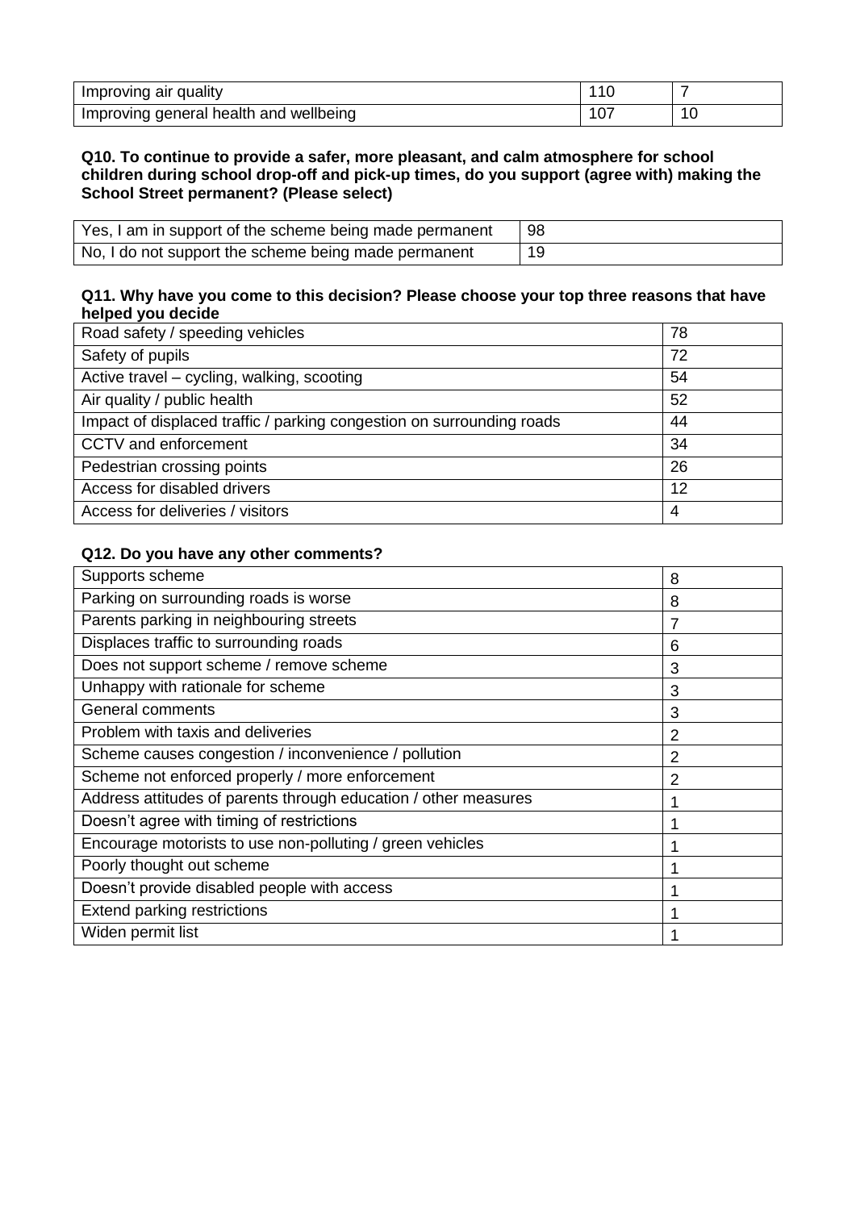| | | |
|---|---|---|
| Improving air quality | 110 | 7 |
| Improving general health and wellbeing | 107 | 10 |

**Q10. To continue to provide a safer, more pleasant, and calm atmosphere for school children during school drop-off and pick-up times, do you support (agree with) making the School Street permanent? (Please select)**

| | |
|---|---|
| Yes, I am in support of the scheme being made permanent | 98 |
| No, I do not support the scheme being made permanent | 19 |

**Q11. Why have you come to this decision? Please choose your top three reasons that have helped you decide**

| | |
|---|---|
| Road safety / speeding vehicles | 78 |
| Safety of pupils | 72 |
| Active travel – cycling, walking, scooting | 54 |
| Air quality / public health | 52 |
| Impact of displaced traffic / parking congestion on surrounding roads | 44 |
| CCTV and enforcement | 34 |
| Pedestrian crossing points | 26 |
| Access for disabled drivers | 12 |
| Access for deliveries / visitors | 4 |

**Q12. Do you have any other comments?**

| | |
|---|---|
| Supports scheme | 8 |
| Parking on surrounding roads is worse | 8 |
| Parents parking in neighbouring streets | 7 |
| Displaces traffic to surrounding roads | 6 |
| Does not support scheme / remove scheme | 3 |
| Unhappy with rationale for scheme | 3 |
| General comments | 3 |
| Problem with taxis and deliveries | 2 |
| Scheme causes congestion / inconvenience / pollution | 2 |
| Scheme not enforced properly / more enforcement | 2 |
| Address attitudes of parents through education / other measures | 1 |
| Doesn't agree with timing of restrictions | 1 |
| Encourage motorists to use non-polluting / green vehicles | 1 |
| Poorly thought out scheme | 1 |
| Doesn't provide disabled people with access | 1 |
| Extend parking restrictions | 1 |
| Widen permit list | 1 |